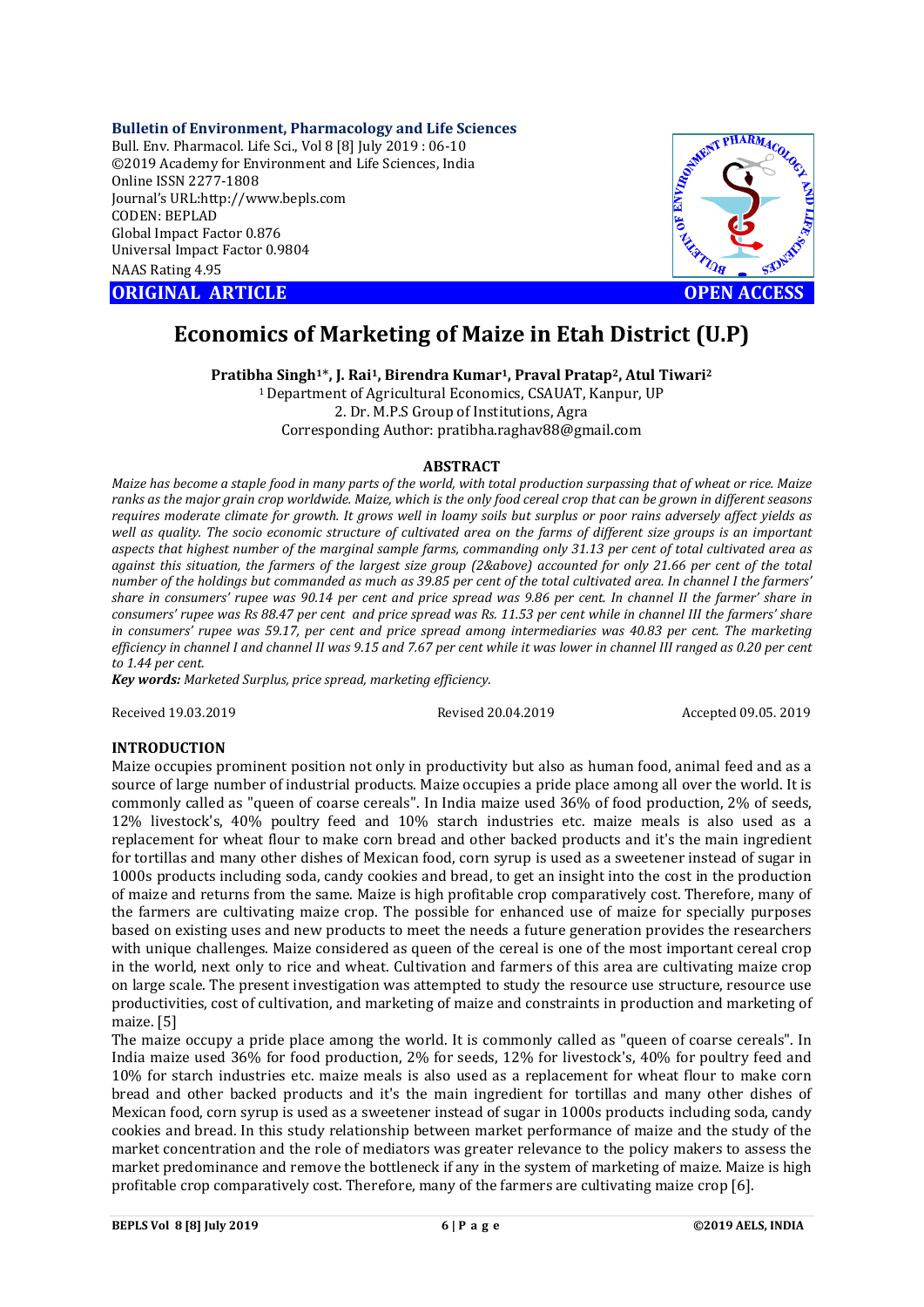**Bulletin of Environment, Pharmacology and Life Sciences**
Bull. Env. Pharmacol. Life Sci., Vol 8 [8] July 2019 : 06-10
©2019 Academy for Environment and Life Sciences, India
Online ISSN 2277-1808
Journal's URL:http://www.bepls.com
CODEN: BEPLAD
Global Impact Factor 0.876
Universal Impact Factor 0.9804
NAAS Rating 4.95

**ORIGINAL ARTICLE** **OPEN ACCESS**

# Economics of Marketing of Maize in Etah District (U.P)

**Pratibha Singh[1]*, J. Rai[1], Birendra Kumar[1], Praval Pratap[2], Atul Tiwari[2]**

[1] Department of Agricultural Economics, CSAUAT, Kanpur, UP
2. Dr. M.P.S Group of Institutions, Agra
Corresponding Author: pratibha.raghav88@gmail.com

## ABSTRACT

*Maize has become a staple food in many parts of the world, with total production surpassing that of wheat or rice. Maize ranks as the major grain crop worldwide. Maize, which is the only food cereal crop that can be grown in different seasons requires moderate climate for growth. It grows well in loamy soils but surplus or poor rains adversely affect yields as well as quality. The socio economic structure of cultivated area on the farms of different size groups is an important aspects that highest number of the marginal sample farms, commanding only 31.13 per cent of total cultivated area as against this situation, the farmers of the largest size group (2&above) accounted for only 21.66 per cent of the total number of the holdings but commanded as much as 39.85 per cent of the total cultivated area. In channel I the farmers' share in consumers' rupee was 90.14 per cent and price spread was 9.86 per cent. In channel II the farmer' share in consumers' rupee was Rs 88.47 per cent and price spread was Rs. 11.53 per cent while in channel III the farmers' share in consumers' rupee was 59.17, per cent and price spread among intermediaries was 40.83 per cent. The marketing efficiency in channel I and channel II was 9.15 and 7.67 per cent while it was lower in channel III ranged as 0.20 per cent to 1.44 per cent.*

***Key words:*** *Marketed Surplus, price spread, marketing efficiency.*

Received 19.03.2019 Revised 20.04.2019 Accepted 09.05. 2019

## INTRODUCTION

Maize occupies prominent position not only in productivity but also as human food, animal feed and as a source of large number of industrial products. Maize occupies a pride place among all over the world. It is commonly called as "queen of coarse cereals". In India maize used 36% of food production, 2% of seeds, 12% livestock's, 40% poultry feed and 10% starch industries etc. maize meals is also used as a replacement for wheat flour to make corn bread and other backed products and it's the main ingredient for tortillas and many other dishes of Mexican food, corn syrup is used as a sweetener instead of sugar in 1000s products including soda, candy cookies and bread, to get an insight into the cost in the production of maize and returns from the same. Maize is high profitable crop comparatively cost. Therefore, many of the farmers are cultivating maize crop. The possible for enhanced use of maize for specially purposes based on existing uses and new products to meet the needs a future generation provides the researchers with unique challenges. Maize considered as queen of the cereal is one of the most important cereal crop in the world, next only to rice and wheat. Cultivation and farmers of this area are cultivating maize crop on large scale. The present investigation was attempted to study the resource use structure, resource use productivities, cost of cultivation, and marketing of maize and constraints in production and marketing of maize. [5]

The maize occupy a pride place among the world. It is commonly called as "queen of coarse cereals". In India maize used 36% for food production, 2% for seeds, 12% for livestock's, 40% for poultry feed and 10% for starch industries etc. maize meals is also used as a replacement for wheat flour to make corn bread and other backed products and it's the main ingredient for tortillas and many other dishes of Mexican food, corn syrup is used as a sweetener instead of sugar in 1000s products including soda, candy cookies and bread. In this study relationship between market performance of maize and the study of the market concentration and the role of mediators was greater relevance to the policy makers to assess the market predominance and remove the bottleneck if any in the system of marketing of maize. Maize is high profitable crop comparatively cost. Therefore, many of the farmers are cultivating maize crop [6].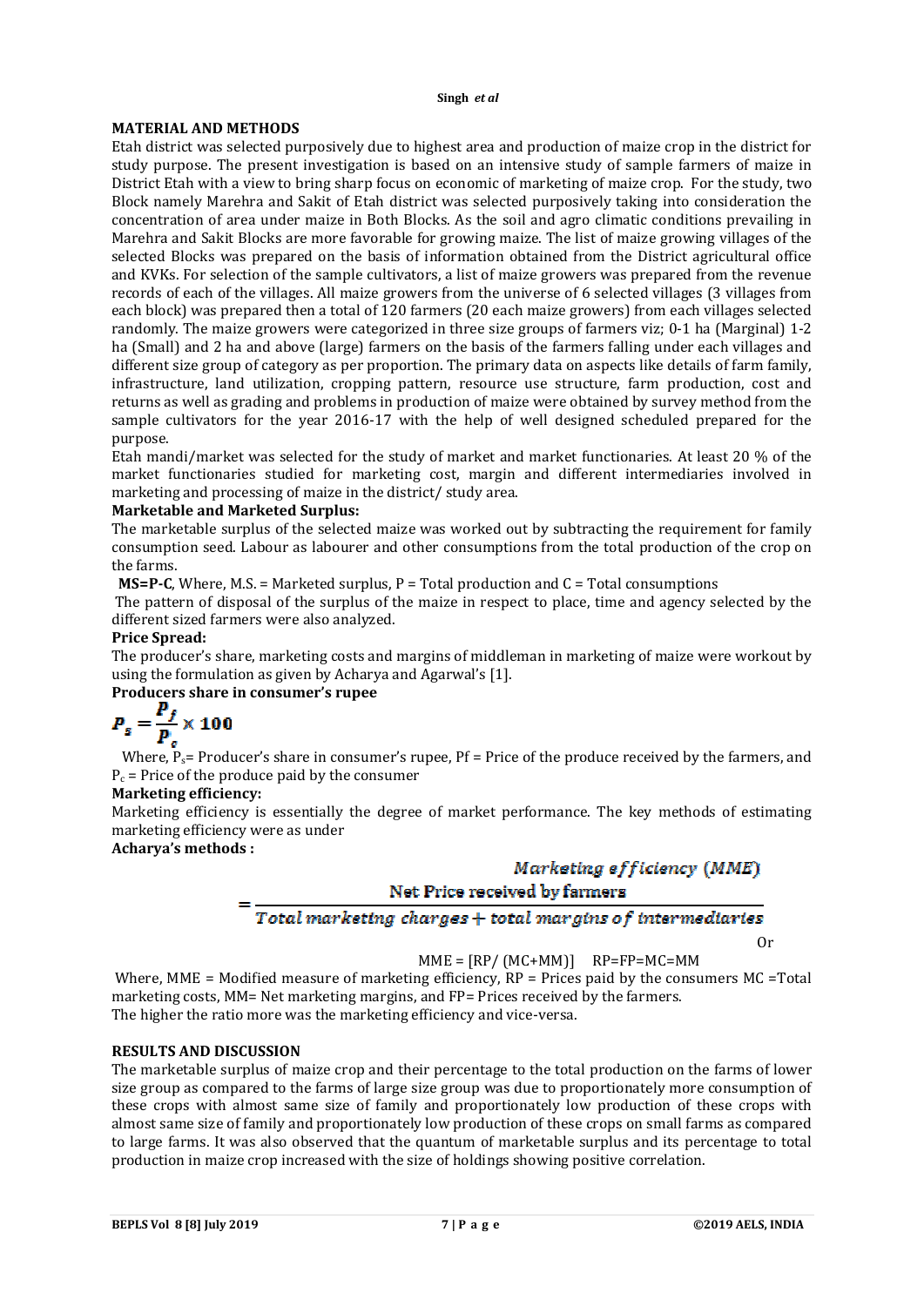## MATERIAL AND METHODS

Etah district was selected purposively due to highest area and production of maize crop in the district for study purpose. The present investigation is based on an intensive study of sample farmers of maize in District Etah with a view to bring sharp focus on economic of marketing of maize crop. For the study, two Block namely Marehra and Sakit of Etah district was selected purposively taking into consideration the concentration of area under maize in Both Blocks. As the soil and agro climatic conditions prevailing in Marehra and Sakit Blocks are more favorable for growing maize. The list of maize growing villages of the selected Blocks was prepared on the basis of information obtained from the District agricultural office and KVKs. For selection of the sample cultivators, a list of maize growers was prepared from the revenue records of each of the villages. All maize growers from the universe of 6 selected villages (3 villages from each block) was prepared then a total of 120 farmers (20 each maize growers) from each villages selected randomly. The maize growers were categorized in three size groups of farmers viz; 0-1 ha (Marginal) 1-2 ha (Small) and 2 ha and above (large) farmers on the basis of the farmers falling under each villages and different size group of category as per proportion. The primary data on aspects like details of farm family, infrastructure, land utilization, cropping pattern, resource use structure, farm production, cost and returns as well as grading and problems in production of maize were obtained by survey method from the sample cultivators for the year 2016-17 with the help of well designed scheduled prepared for the purpose.

Etah mandi/market was selected for the study of market and market functionaries. At least 20 % of the market functionaries studied for marketing cost, margin and different intermediaries involved in marketing and processing of maize in the district/ study area.

### Marketable and Marketed Surplus:

The marketable surplus of the selected maize was worked out by subtracting the requirement for family consumption seed. Labour as labourer and other consumptions from the total production of the crop on the farms.

**MS=P-C**, Where, M.S. = Marketed surplus, P = Total production and C = Total consumptions

The pattern of disposal of the surplus of the maize in respect to place, time and agency selected by the different sized farmers were also analyzed.

### Price Spread:

The producer's share, marketing costs and margins of middleman in marketing of maize were workout by using the formulation as given by Acharya and Agarwal's [1].

### Producers share in consumer's rupee

$$P_s = \frac{P_f}{P_c} \times 100$$

Where, $P_s$= Producer's share in consumer's rupee, Pf = Price of the produce received by the farmers, and $P_c$ = Price of the produce paid by the consumer

### Marketing efficiency:

Marketing efficiency is essentially the degree of market performance. The key methods of estimating marketing efficiency were as under

### Acharya's methods :

$$\text{Marketing efficiency (MME)} = \frac{\text{Net Price received by farmers}}{\text{Total marketing charges} + \text{total margins of intermediaries}}$$

Or

MME = [RP/ (MC+MM)] RP=FP=MC=MM

Where, MME = Modified measure of marketing efficiency, RP = Prices paid by the consumers MC =Total marketing costs, MM= Net marketing margins, and FP= Prices received by the farmers.

The higher the ratio more was the marketing efficiency and vice-versa.

## RESULTS AND DISCUSSION

The marketable surplus of maize crop and their percentage to the total production on the farms of lower size group as compared to the farms of large size group was due to proportionately more consumption of these crops with almost same size of family and proportionately low production of these crops with almost same size of family and proportionately low production of these crops on small farms as compared to large farms. It was also observed that the quantum of marketable surplus and its percentage to total production in maize crop increased with the size of holdings showing positive correlation.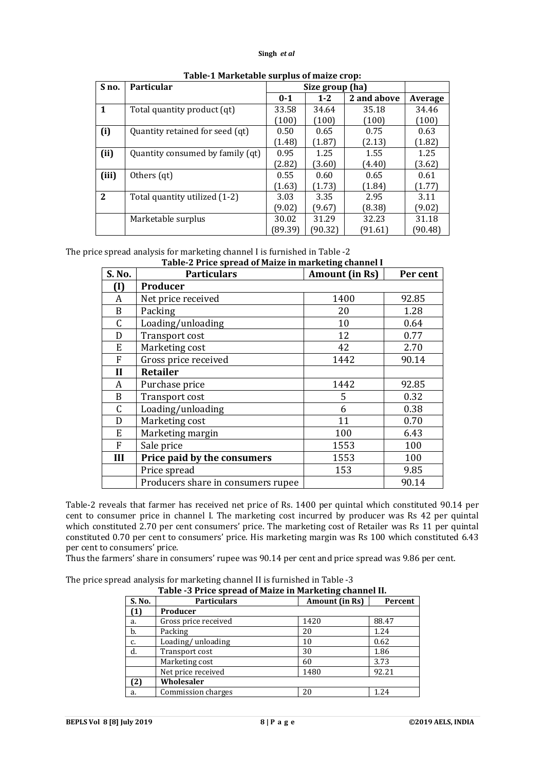**Table-1 Marketable surplus of maize crop:**

| S no. | Particular | Size group (ha) | | | |
|---|---|---|---|---|---|
| | | 0-1 | 1-2 | 2 and above | Average |
| **1** | Total quantity product (qt) | 33.58 (100) | 34.64 (100) | 35.18 (100) | 34.46 (100) |
| **(i)** | Quantity retained for seed (qt) | 0.50 (1.48) | 0.65 (1.87) | 0.75 (2.13) | 0.63 (1.82) |
| **(ii)** | Quantity consumed by family (qt) | 0.95 (2.82) | 1.25 (3.60) | 1.55 (4.40) | 1.25 (3.62) |
| **(iii)** | Others (qt) | 0.55 (1.63) | 0.60 (1.73) | 0.65 (1.84) | 0.61 (1.77) |
| **2** | Total quantity utilized (1-2) | 3.03 (9.02) | 3.35 (9.67) | 2.95 (8.38) | 3.11 (9.02) |
| | Marketable surplus | 30.02 (89.39) | 31.29 (90.32) | 32.23 (91.61) | 31.18 (90.48) |

The price spread analysis for marketing channel I is furnished in Table -2

**Table-2 Price spread of Maize in marketing channel I**

| S. No. | Particulars | Amount (in Rs) | Per cent |
|---|---|---|---|
| **(I)** | **Producer** | | |
| A | Net price received | 1400 | 92.85 |
| B | Packing | 20 | 1.28 |
| C | Loading/unloading | 10 | 0.64 |
| D | Transport cost | 12 | 0.77 |
| E | Marketing cost | 42 | 2.70 |
| F | Gross price received | 1442 | 90.14 |
| **II** | **Retailer** | | |
| A | Purchase price | 1442 | 92.85 |
| B | Transport cost | 5 | 0.32 |
| C | Loading/unloading | 6 | 0.38 |
| D | Marketing cost | 11 | 0.70 |
| E | Marketing margin | 100 | 6.43 |
| F | Sale price | 1553 | 100 |
| **III** | **Price paid by the consumers** | 1553 | 100 |
| | Price spread | 153 | 9.85 |
| | Producers share in consumers rupee | | 90.14 |

Table-2 reveals that farmer has received net price of Rs. 1400 per quintal which constituted 90.14 per cent to consumer price in channel I. The marketing cost incurred by producer was Rs 42 per quintal which constituted 2.70 per cent consumers' price. The marketing cost of Retailer was Rs 11 per quintal constituted 0.70 per cent to consumers' price. His marketing margin was Rs 100 which constituted 6.43 per cent to consumers' price.

Thus the farmers' share in consumers' rupee was 90.14 per cent and price spread was 9.86 per cent.

The price spread analysis for marketing channel II is furnished in Table -3

**Table -3 Price spread of Maize in Marketing channel II.**

| S. No. | Particulars | Amount (in Rs) | Percent |
|---|---|---|---|
| **(1)** | **Producer** | | |
| a. | Gross price received | 1420 | 88.47 |
| b. | Packing | 20 | 1.24 |
| c. | Loading/ unloading | 10 | 0.62 |
| d. | Transport cost | 30 | 1.86 |
| | Marketing cost | 60 | 3.73 |
| | Net price received | 1480 | 92.21 |
| **(2)** | **Wholesaler** | | |
| a. | Commission charges | 20 | 1.24 |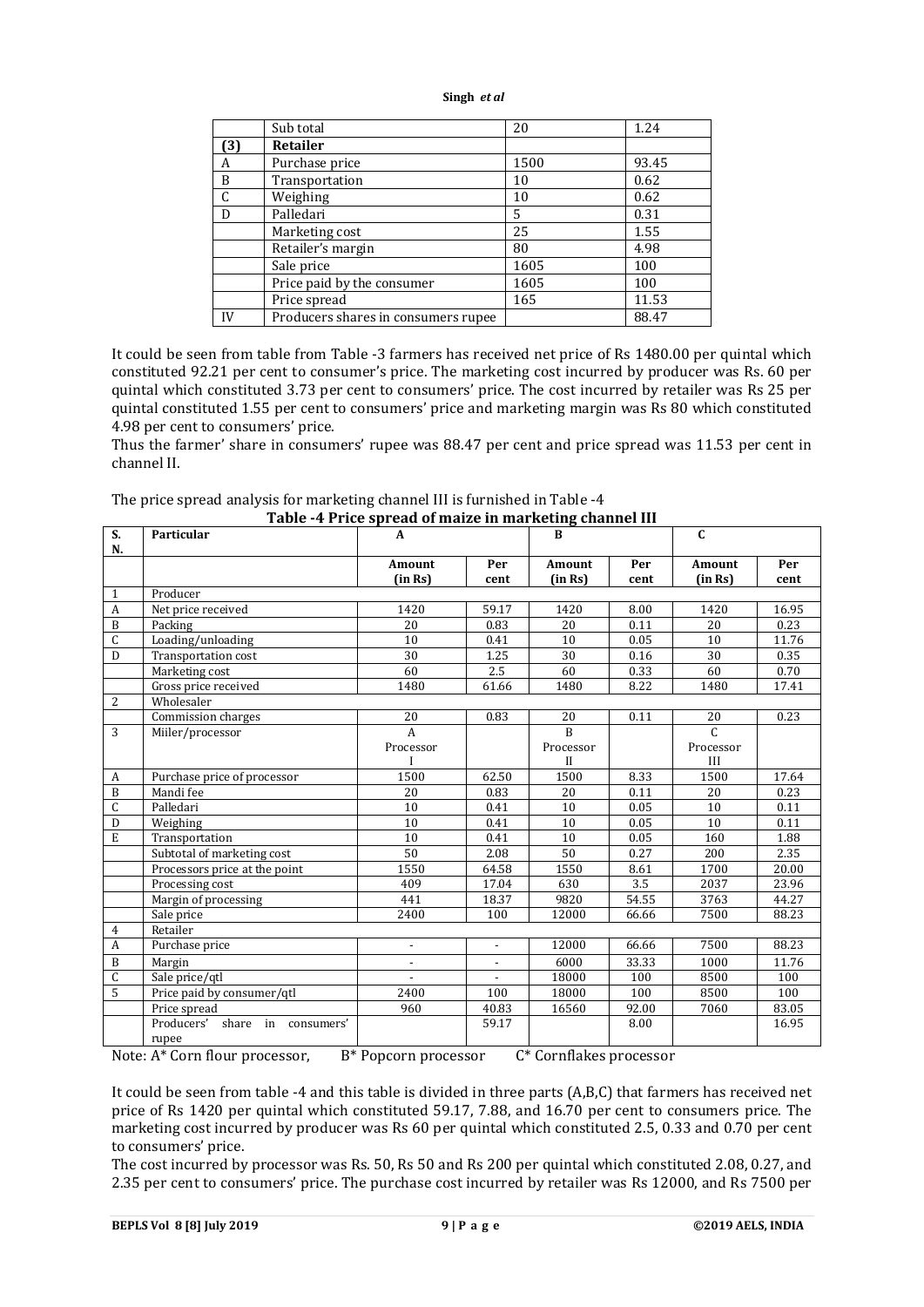|  | Sub total | 20 | 1.24 |
|---|---|---|---|
| (3) | **Retailer** |  |  |
| A | Purchase price | 1500 | 93.45 |
| B | Transportation | 10 | 0.62 |
| C | Weighing | 10 | 0.62 |
| D | Palledari | 5 | 0.31 |
|  | Marketing cost | 25 | 1.55 |
|  | Retailer's margin | 80 | 4.98 |
|  | Sale price | 1605 | 100 |
|  | Price paid by the consumer | 1605 | 100 |
|  | Price spread | 165 | 11.53 |
| IV | Producers shares in consumers rupee |  | 88.47 |

It could be seen from table from Table -3 farmers has received net price of Rs 1480.00 per quintal which constituted 92.21 per cent to consumer's price. The marketing cost incurred by producer was Rs. 60 per quintal which constituted 3.73 per cent to consumers' price. The cost incurred by retailer was Rs 25 per quintal constituted 1.55 per cent to consumers' price and marketing margin was Rs 80 which constituted 4.98 per cent to consumers' price.

Thus the farmer' share in consumers' rupee was 88.47 per cent and price spread was 11.53 per cent in channel II.

The price spread analysis for marketing channel III is furnished in Table -4

**Table -4 Price spread of maize in marketing channel III**

| S. N. | Particular | A |  | B |  | C |  |
|---|---|---|---|---|---|---|---|
|  |  | **Amount (in Rs)** | **Per cent** | **Amount (in Rs)** | **Per cent** | **Amount (in Rs)** | **Per cent** |
| 1 | Producer |  |  |  |  |  |  |
| A | Net price received | 1420 | 59.17 | 1420 | 8.00 | 1420 | 16.95 |
| B | Packing | 20 | 0.83 | 20 | 0.11 | 20 | 0.23 |
| C | Loading/unloading | 10 | 0.41 | 10 | 0.05 | 10 | 11.76 |
| D | Transportation cost | 30 | 1.25 | 30 | 0.16 | 30 | 0.35 |
|  | Marketing cost | 60 | 2.5 | 60 | 0.33 | 60 | 0.70 |
|  | Gross price received | 1480 | 61.66 | 1480 | 8.22 | 1480 | 17.41 |
| 2 | Wholesaler |  |  |  |  |  |  |
|  | Commission charges | 20 | 0.83 | 20 | 0.11 | 20 | 0.23 |
| 3 | Miiler/processor | A Processor I |  | B Processor II |  | C Processor III |  |
| A | Purchase price of processor | 1500 | 62.50 | 1500 | 8.33 | 1500 | 17.64 |
| B | Mandi fee | 20 | 0.83 | 20 | 0.11 | 20 | 0.23 |
| C | Palledari | 10 | 0.41 | 10 | 0.05 | 10 | 0.11 |
| D | Weighing | 10 | 0.41 | 10 | 0.05 | 10 | 0.11 |
| E | Transportation | 10 | 0.41 | 10 | 0.05 | 160 | 1.88 |
|  | Subtotal of marketing cost | 50 | 2.08 | 50 | 0.27 | 200 | 2.35 |
|  | Processors price at the point | 1550 | 64.58 | 1550 | 8.61 | 1700 | 20.00 |
|  | Processing cost | 409 | 17.04 | 630 | 3.5 | 2037 | 23.96 |
|  | Margin of processing | 441 | 18.37 | 9820 | 54.55 | 3763 | 44.27 |
|  | Sale price | 2400 | 100 | 12000 | 66.66 | 7500 | 88.23 |
| 4 | Retailer |  |  |  |  |  |  |
| A | Purchase price | - | - | 12000 | 66.66 | 7500 | 88.23 |
| B | Margin | - | - | 6000 | 33.33 | 1000 | 11.76 |
| C | Sale price/qtl | - | - | 18000 | 100 | 8500 | 100 |
| 5 | Price paid by consumer/qtl | 2400 | 100 | 18000 | 100 | 8500 | 100 |
|  | Price spread | 960 | 40.83 | 16560 | 92.00 | 7060 | 83.05 |
|  | Producers' share in consumers' rupee |  | 59.17 |  | 8.00 |  | 16.95 |

Note: A* Corn flour processor, B* Popcorn processor C* Cornflakes processor

It could be seen from table -4 and this table is divided in three parts (A,B,C) that farmers has received net price of Rs 1420 per quintal which constituted 59.17, 7.88, and 16.70 per cent to consumers price. The marketing cost incurred by producer was Rs 60 per quintal which constituted 2.5, 0.33 and 0.70 per cent to consumers' price.

The cost incurred by processor was Rs. 50, Rs 50 and Rs 200 per quintal which constituted 2.08, 0.27, and 2.35 per cent to consumers' price. The purchase cost incurred by retailer was Rs 12000, and Rs 7500 per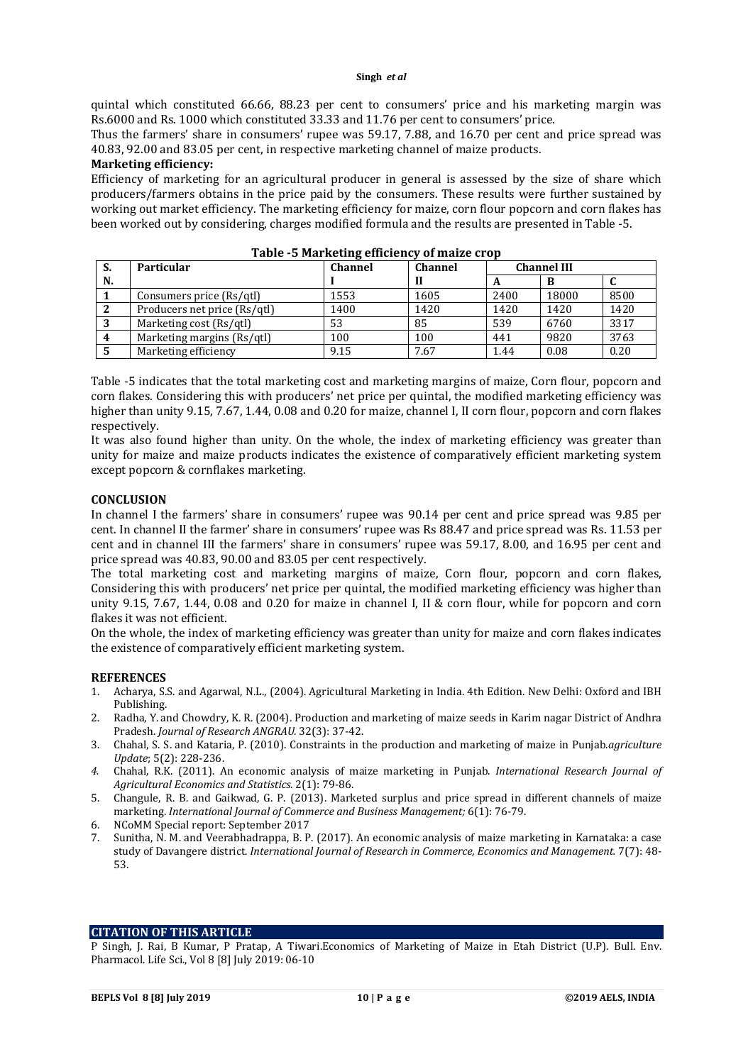quintal which constituted 66.66, 88.23 per cent to consumers' price and his marketing margin was Rs.6000 and Rs. 1000 which constituted 33.33 and 11.76 per cent to consumers' price.

Thus the farmers' share in consumers' rupee was 59.17, 7.88, and 16.70 per cent and price spread was 40.83, 92.00 and 83.05 per cent, in respective marketing channel of maize products.

**Marketing efficiency:**

Efficiency of marketing for an agricultural producer in general is assessed by the size of share which producers/farmers obtains in the price paid by the consumers. These results were further sustained by working out market efficiency. The marketing efficiency for maize, corn flour popcorn and corn flakes has been worked out by considering, charges modified formula and the results are presented in Table -5.

**Table -5 Marketing efficiency of maize crop**

| S. N. | Particular | Channel I | Channel II | Channel III | | |
|---|---|---|---|---|---|---|
| | | | | A | B | C |
| 1 | Consumers price (Rs/qtl) | 1553 | 1605 | 2400 | 18000 | 8500 |
| 2 | Producers net price (Rs/qtl) | 1400 | 1420 | 1420 | 1420 | 1420 |
| 3 | Marketing cost (Rs/qtl) | 53 | 85 | 539 | 6760 | 3317 |
| 4 | Marketing margins (Rs/qtl) | 100 | 100 | 441 | 9820 | 3763 |
| 5 | Marketing efficiency | 9.15 | 7.67 | 1.44 | 0.08 | 0.20 |

Table -5 indicates that the total marketing cost and marketing margins of maize, Corn flour, popcorn and corn flakes. Considering this with producers' net price per quintal, the modified marketing efficiency was higher than unity 9.15, 7.67, 1.44, 0.08 and 0.20 for maize, channel I, II corn flour, popcorn and corn flakes respectively.

It was also found higher than unity. On the whole, the index of marketing efficiency was greater than unity for maize and maize products indicates the existence of comparatively efficient marketing system except popcorn & cornflakes marketing.

## CONCLUSION

In channel I the farmers' share in consumers' rupee was 90.14 per cent and price spread was 9.85 per cent. In channel II the farmer' share in consumers' rupee was Rs 88.47 and price spread was Rs. 11.53 per cent and in channel III the farmers' share in consumers' rupee was 59.17, 8.00, and 16.95 per cent and price spread was 40.83, 90.00 and 83.05 per cent respectively.

The total marketing cost and marketing margins of maize, Corn flour, popcorn and corn flakes, Considering this with producers' net price per quintal, the modified marketing efficiency was higher than unity 9.15, 7.67, 1.44, 0.08 and 0.20 for maize in channel I, II & corn flour, while for popcorn and corn flakes it was not efficient.

On the whole, the index of marketing efficiency was greater than unity for maize and corn flakes indicates the existence of comparatively efficient marketing system.

## REFERENCES

1. Acharya, S.S. and Agarwal, N.L., (2004). Agricultural Marketing in India. 4th Edition. New Delhi: Oxford and IBH Publishing.
2. Radha, Y. and Chowdry, K. R. (2004). Production and marketing of maize seeds in Karim nagar District of Andhra Pradesh. *Journal of Research ANGRAU.* 32(3): 37-42.
3. Chahal, S. S. and Kataria, P. (2010). Constraints in the production and marketing of maize in Punjab.*agriculture Update*; 5(2): 228-236.
4. Chahal, R.K. (2011). An economic analysis of maize marketing in Punjab. *International Research Journal of Agricultural Economics and Statistics.* 2(1): 79-86.
5. Changule, R. B. and Gaikwad, G. P. (2013). Marketed surplus and price spread in different channels of maize marketing. *International Journal of Commerce and Business Management;* 6(1): 76-79.
6. NCoMM Special report: September 2017
7. Sunitha, N. M. and Veerabhadrappa, B. P. (2017). An economic analysis of maize marketing in Karnataka: a case study of Davangere district. *International Journal of Research in Commerce, Economics and Management.* 7(7): 48-53.

**CITATION OF THIS ARTICLE**

P Singh, J. Rai, B Kumar, P Pratap, A Tiwari.Economics of Marketing of Maize in Etah District (U.P). Bull. Env. Pharmacol. Life Sci., Vol 8 [8] July 2019: 06-10